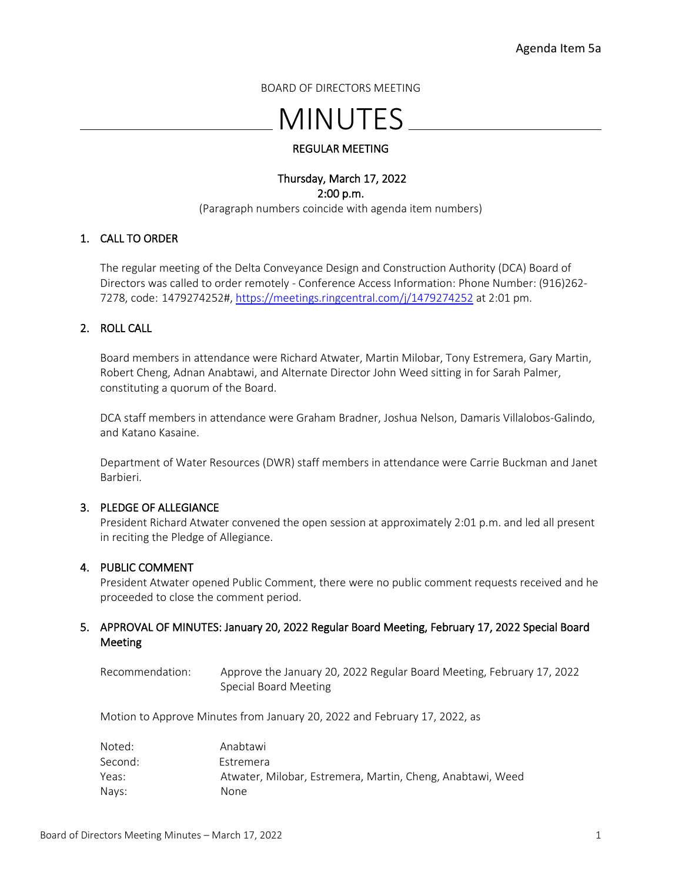Agenda Item 5a

BOARD OF DIRECTORS MEETING

# MINUTES

## REGULAR MEETING

Thursday, March 17, 2022
2:00 p.m.

(Paragraph numbers coincide with agenda item numbers)

### 1. CALL TO ORDER

The regular meeting of the Delta Conveyance Design and Construction Authority (DCA) Board of Directors was called to order remotely - Conference Access Information: Phone Number: (916)262-7278, code: 1479274252#, https://meetings.ringcentral.com/j/1479274252 at 2:01 pm.

### 2. ROLL CALL

Board members in attendance were Richard Atwater, Martin Milobar, Tony Estremera, Gary Martin, Robert Cheng, Adnan Anabtawi, and Alternate Director John Weed sitting in for Sarah Palmer, constituting a quorum of the Board.

DCA staff members in attendance were Graham Bradner, Joshua Nelson, Damaris Villalobos-Galindo, and Katano Kasaine.

Department of Water Resources (DWR) staff members in attendance were Carrie Buckman and Janet Barbieri.

### 3. PLEDGE OF ALLEGIANCE

President Richard Atwater convened the open session at approximately 2:01 p.m. and led all present in reciting the Pledge of Allegiance.

### 4. PUBLIC COMMENT

President Atwater opened Public Comment, there were no public comment requests received and he proceeded to close the comment period.

### 5. APPROVAL OF MINUTES: January 20, 2022 Regular Board Meeting, February 17, 2022 Special Board Meeting

Recommendation: Approve the January 20, 2022 Regular Board Meeting, February 17, 2022 Special Board Meeting

Motion to Approve Minutes from January 20, 2022 and February 17, 2022, as

Noted: Anabtawi
Second: Estremera
Yeas: Atwater, Milobar, Estremera, Martin, Cheng, Anabtawi, Weed
Nays: None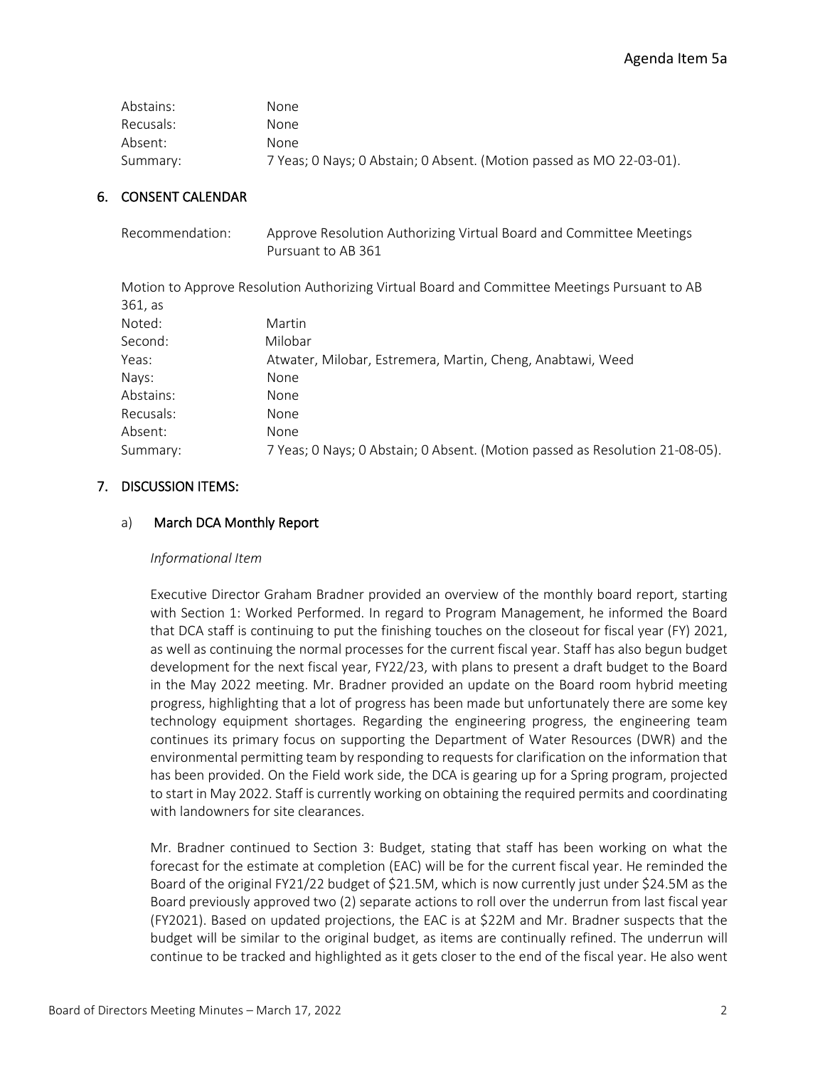| | |
|---|---|
| Abstains: | None |
| Recusals: | None |
| Absent: | None |
| Summary: | 7 Yeas; 0 Nays; 0 Abstain; 0 Absent. (Motion passed as MO 22-03-01). |

## 6. CONSENT CALENDAR

| | |
|---|---|
| Recommendation: | Approve Resolution Authorizing Virtual Board and Committee Meetings Pursuant to AB 361 |

Motion to Approve Resolution Authorizing Virtual Board and Committee Meetings Pursuant to AB 361, as

| | |
|---|---|
| Noted: | Martin |
| Second: | Milobar |
| Yeas: | Atwater, Milobar, Estremera, Martin, Cheng, Anabtawi, Weed |
| Nays: | None |
| Abstains: | None |
| Recusals: | None |
| Absent: | None |
| Summary: | 7 Yeas; 0 Nays; 0 Abstain; 0 Absent. (Motion passed as Resolution 21-08-05). |

## 7. DISCUSSION ITEMS:

### a) March DCA Monthly Report

*Informational Item*

Executive Director Graham Bradner provided an overview of the monthly board report, starting with Section 1: Worked Performed. In regard to Program Management, he informed the Board that DCA staff is continuing to put the finishing touches on the closeout for fiscal year (FY) 2021, as well as continuing the normal processes for the current fiscal year. Staff has also begun budget development for the next fiscal year, FY22/23, with plans to present a draft budget to the Board in the May 2022 meeting. Mr. Bradner provided an update on the Board room hybrid meeting progress, highlighting that a lot of progress has been made but unfortunately there are some key technology equipment shortages. Regarding the engineering progress, the engineering team continues its primary focus on supporting the Department of Water Resources (DWR) and the environmental permitting team by responding to requests for clarification on the information that has been provided. On the Field work side, the DCA is gearing up for a Spring program, projected to start in May 2022. Staff is currently working on obtaining the required permits and coordinating with landowners for site clearances.

Mr. Bradner continued to Section 3: Budget, stating that staff has been working on what the forecast for the estimate at completion (EAC) will be for the current fiscal year. He reminded the Board of the original FY21/22 budget of $21.5M, which is now currently just under $24.5M as the Board previously approved two (2) separate actions to roll over the underrun from last fiscal year (FY2021). Based on updated projections, the EAC is at $22M and Mr. Bradner suspects that the budget will be similar to the original budget, as items are continually refined. The underrun will continue to be tracked and highlighted as it gets closer to the end of the fiscal year. He also went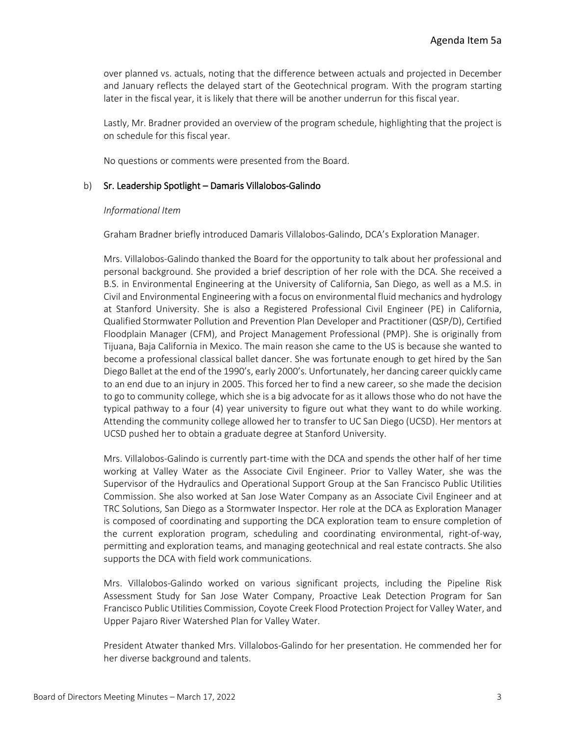over planned vs. actuals, noting that the difference between actuals and projected in December and January reflects the delayed start of the Geotechnical program. With the program starting later in the fiscal year, it is likely that there will be another underrun for this fiscal year.

Lastly, Mr. Bradner provided an overview of the program schedule, highlighting that the project is on schedule for this fiscal year.

No questions or comments were presented from the Board.

b) Sr. Leadership Spotlight – Damaris Villalobos-Galindo

*Informational Item*

Graham Bradner briefly introduced Damaris Villalobos-Galindo, DCA's Exploration Manager.

Mrs. Villalobos-Galindo thanked the Board for the opportunity to talk about her professional and personal background. She provided a brief description of her role with the DCA. She received a B.S. in Environmental Engineering at the University of California, San Diego, as well as a M.S. in Civil and Environmental Engineering with a focus on environmental fluid mechanics and hydrology at Stanford University. She is also a Registered Professional Civil Engineer (PE) in California, Qualified Stormwater Pollution and Prevention Plan Developer and Practitioner (QSP/D), Certified Floodplain Manager (CFM), and Project Management Professional (PMP). She is originally from Tijuana, Baja California in Mexico. The main reason she came to the US is because she wanted to become a professional classical ballet dancer. She was fortunate enough to get hired by the San Diego Ballet at the end of the 1990's, early 2000's. Unfortunately, her dancing career quickly came to an end due to an injury in 2005. This forced her to find a new career, so she made the decision to go to community college, which she is a big advocate for as it allows those who do not have the typical pathway to a four (4) year university to figure out what they want to do while working. Attending the community college allowed her to transfer to UC San Diego (UCSD). Her mentors at UCSD pushed her to obtain a graduate degree at Stanford University.

Mrs. Villalobos-Galindo is currently part-time with the DCA and spends the other half of her time working at Valley Water as the Associate Civil Engineer. Prior to Valley Water, she was the Supervisor of the Hydraulics and Operational Support Group at the San Francisco Public Utilities Commission. She also worked at San Jose Water Company as an Associate Civil Engineer and at TRC Solutions, San Diego as a Stormwater Inspector. Her role at the DCA as Exploration Manager is composed of coordinating and supporting the DCA exploration team to ensure completion of the current exploration program, scheduling and coordinating environmental, right-of-way, permitting and exploration teams, and managing geotechnical and real estate contracts. She also supports the DCA with field work communications.

Mrs. Villalobos-Galindo worked on various significant projects, including the Pipeline Risk Assessment Study for San Jose Water Company, Proactive Leak Detection Program for San Francisco Public Utilities Commission, Coyote Creek Flood Protection Project for Valley Water, and Upper Pajaro River Watershed Plan for Valley Water.

President Atwater thanked Mrs. Villalobos-Galindo for her presentation. He commended her for her diverse background and talents.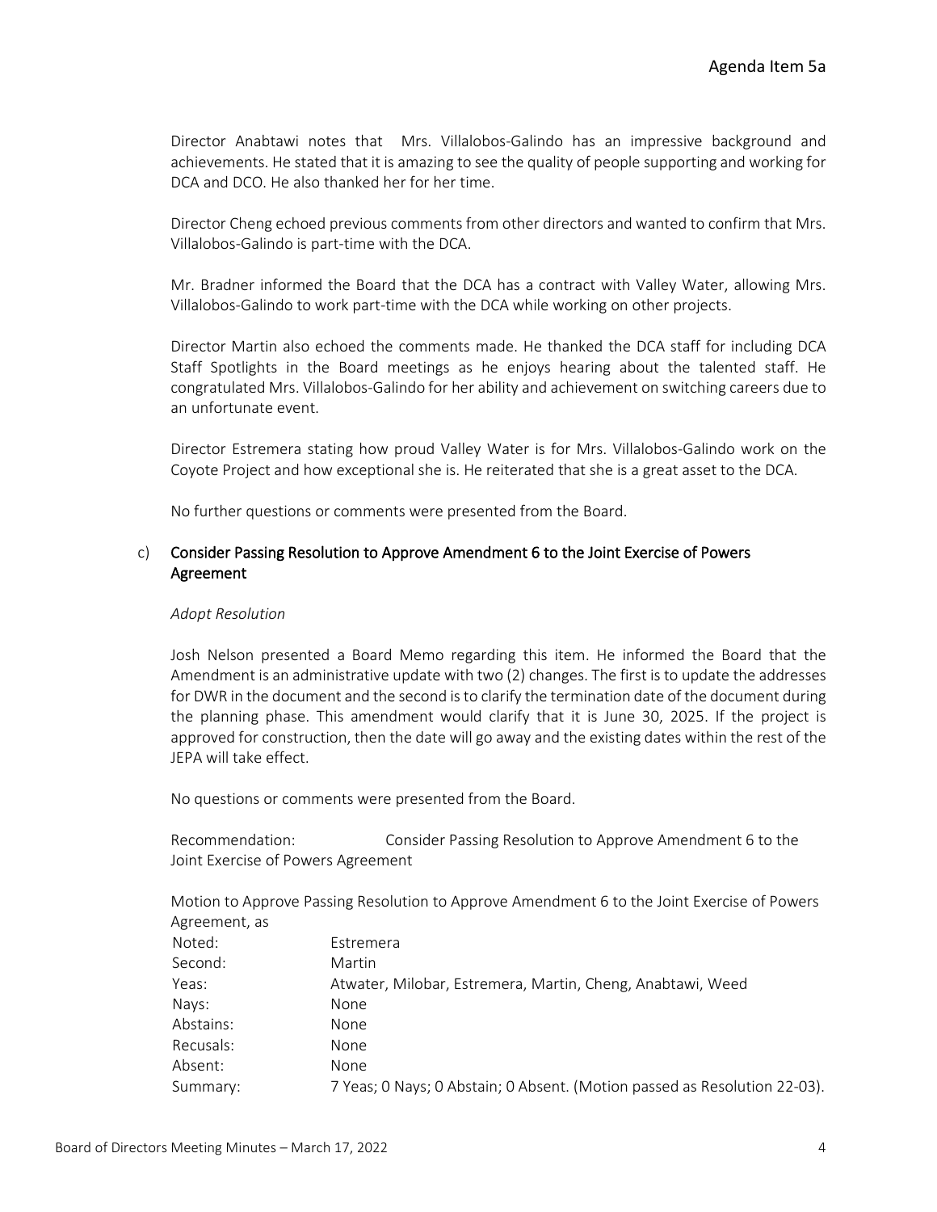Director Anabtawi notes that Mrs. Villalobos-Galindo has an impressive background and achievements. He stated that it is amazing to see the quality of people supporting and working for DCA and DCO. He also thanked her for her time.

Director Cheng echoed previous comments from other directors and wanted to confirm that Mrs. Villalobos-Galindo is part-time with the DCA.

Mr. Bradner informed the Board that the DCA has a contract with Valley Water, allowing Mrs. Villalobos-Galindo to work part-time with the DCA while working on other projects.

Director Martin also echoed the comments made. He thanked the DCA staff for including DCA Staff Spotlights in the Board meetings as he enjoys hearing about the talented staff. He congratulated Mrs. Villalobos-Galindo for her ability and achievement on switching careers due to an unfortunate event.

Director Estremera stating how proud Valley Water is for Mrs. Villalobos-Galindo work on the Coyote Project and how exceptional she is. He reiterated that she is a great asset to the DCA.

No further questions or comments were presented from the Board.

c) Consider Passing Resolution to Approve Amendment 6 to the Joint Exercise of Powers Agreement

*Adopt Resolution*

Josh Nelson presented a Board Memo regarding this item. He informed the Board that the Amendment is an administrative update with two (2) changes. The first is to update the addresses for DWR in the document and the second is to clarify the termination date of the document during the planning phase. This amendment would clarify that it is June 30, 2025. If the project is approved for construction, then the date will go away and the existing dates within the rest of the JEPA will take effect.

No questions or comments were presented from the Board.

Recommendation: Consider Passing Resolution to Approve Amendment 6 to the Joint Exercise of Powers Agreement

Motion to Approve Passing Resolution to Approve Amendment 6 to the Joint Exercise of Powers Agreement, as

| | |
|---|---|
| Noted: | Estremera |
| Second: | Martin |
| Yeas: | Atwater, Milobar, Estremera, Martin, Cheng, Anabtawi, Weed |
| Nays: | None |
| Abstains: | None |
| Recusals: | None |
| Absent: | None |
| Summary: | 7 Yeas; 0 Nays; 0 Abstain; 0 Absent. (Motion passed as Resolution 22-03). |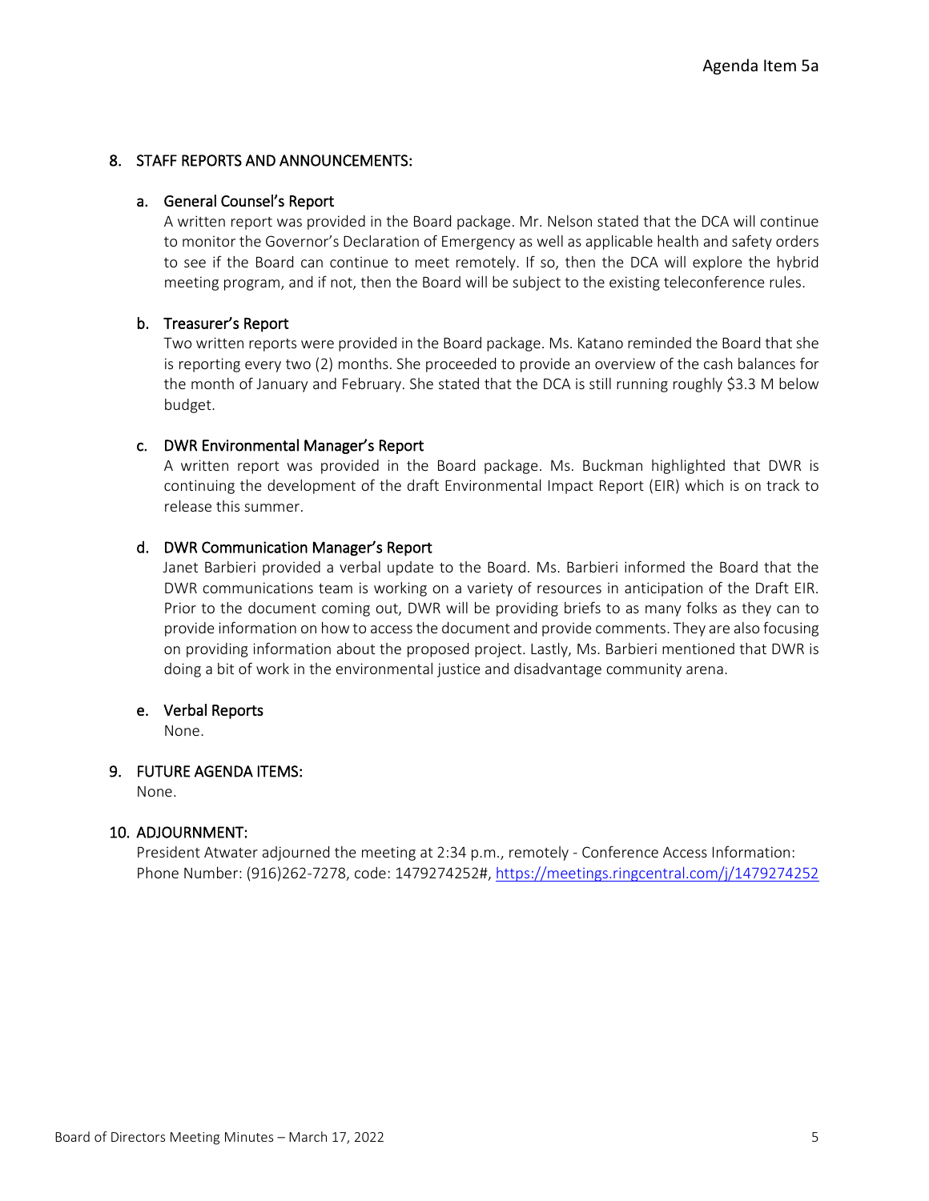Agenda Item 5a

## 8. STAFF REPORTS AND ANNOUNCEMENTS:

### a. General Counsel's Report

A written report was provided in the Board package. Mr. Nelson stated that the DCA will continue to monitor the Governor's Declaration of Emergency as well as applicable health and safety orders to see if the Board can continue to meet remotely. If so, then the DCA will explore the hybrid meeting program, and if not, then the Board will be subject to the existing teleconference rules.

### b. Treasurer's Report

Two written reports were provided in the Board package. Ms. Katano reminded the Board that she is reporting every two (2) months. She proceeded to provide an overview of the cash balances for the month of January and February. She stated that the DCA is still running roughly $3.3 M below budget.

### c. DWR Environmental Manager's Report

A written report was provided in the Board package. Ms. Buckman highlighted that DWR is continuing the development of the draft Environmental Impact Report (EIR) which is on track to release this summer.

### d. DWR Communication Manager's Report

Janet Barbieri provided a verbal update to the Board. Ms. Barbieri informed the Board that the DWR communications team is working on a variety of resources in anticipation of the Draft EIR. Prior to the document coming out, DWR will be providing briefs to as many folks as they can to provide information on how to access the document and provide comments. They are also focusing on providing information about the proposed project. Lastly, Ms. Barbieri mentioned that DWR is doing a bit of work in the environmental justice and disadvantage community arena.

### e. Verbal Reports

None.

## 9. FUTURE AGENDA ITEMS:

None.

## 10. ADJOURNMENT:

President Atwater adjourned the meeting at 2:34 p.m., remotely - Conference Access Information: Phone Number: (916)262-7278, code: 1479274252#, https://meetings.ringcentral.com/j/1479274252

Board of Directors Meeting Minutes – March 17, 2022